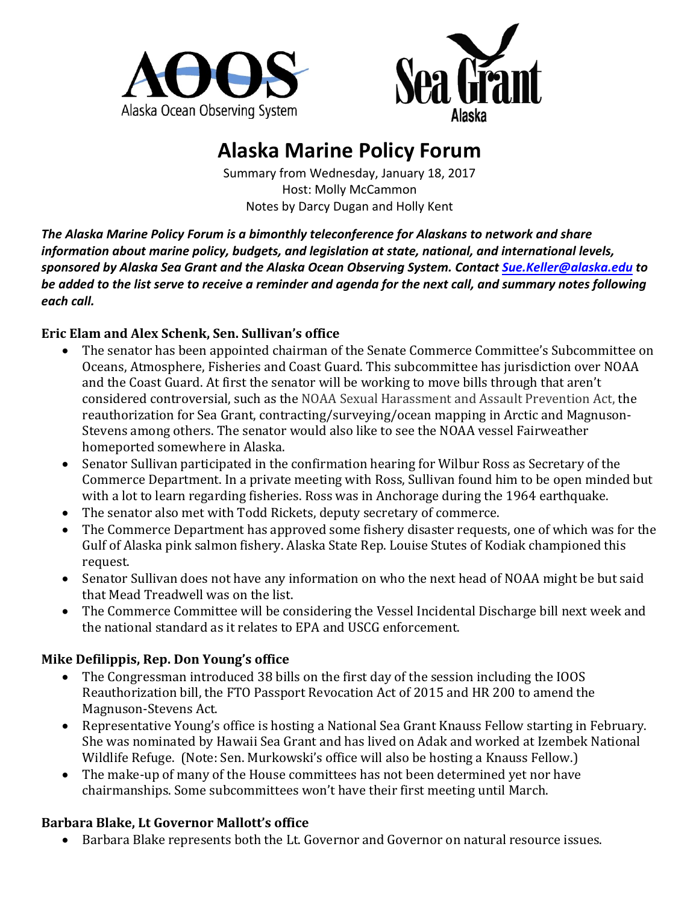# Alaska Marine Policy Forum

Summary from Wednesday, January 18, 2017
Host: Molly McCammon
Notes by Darcy Dugan and Holly Kent

***The Alaska Marine Policy Forum is a bimonthly teleconference for Alaskans to network and share information about marine policy, budgets, and legislation at state, national, and international levels, sponsored by Alaska Sea Grant and the Alaska Ocean Observing System. Contact [Sue.Keller@alaska.edu](mailto:Sue.Keller@alaska.edu) to be added to the list serve to receive a reminder and agenda for the next call, and summary notes following each call.***

### Eric Elam and Alex Schenk, Sen. Sullivan's office

- The senator has been appointed chairman of the Senate Commerce Committee's Subcommittee on Oceans, Atmosphere, Fisheries and Coast Guard. This subcommittee has jurisdiction over NOAA and the Coast Guard. At first the senator will be working to move bills through that aren't considered controversial, such as the NOAA Sexual Harassment and Assault Prevention Act, the reauthorization for Sea Grant, contracting/surveying/ocean mapping in Arctic and Magnuson-Stevens among others. The senator would also like to see the NOAA vessel Fairweather homeported somewhere in Alaska.
- Senator Sullivan participated in the confirmation hearing for Wilbur Ross as Secretary of the Commerce Department. In a private meeting with Ross, Sullivan found him to be open minded but with a lot to learn regarding fisheries. Ross was in Anchorage during the 1964 earthquake.
- The senator also met with Todd Rickets, deputy secretary of commerce.
- The Commerce Department has approved some fishery disaster requests, one of which was for the Gulf of Alaska pink salmon fishery. Alaska State Rep. Louise Stutes of Kodiak championed this request.
- Senator Sullivan does not have any information on who the next head of NOAA might be but said that Mead Treadwell was on the list.
- The Commerce Committee will be considering the Vessel Incidental Discharge bill next week and the national standard as it relates to EPA and USCG enforcement.

### Mike Defilippis, Rep. Don Young's office

- The Congressman introduced 38 bills on the first day of the session including the IOOS Reauthorization bill, the FTO Passport Revocation Act of 2015 and HR 200 to amend the Magnuson-Stevens Act.
- Representative Young's office is hosting a National Sea Grant Knauss Fellow starting in February. She was nominated by Hawaii Sea Grant and has lived on Adak and worked at Izembek National Wildlife Refuge. (Note: Sen. Murkowski's office will also be hosting a Knauss Fellow.)
- The make-up of many of the House committees has not been determined yet nor have chairmanships. Some subcommittees won't have their first meeting until March.

### Barbara Blake, Lt Governor Mallott's office

- Barbara Blake represents both the Lt. Governor and Governor on natural resource issues.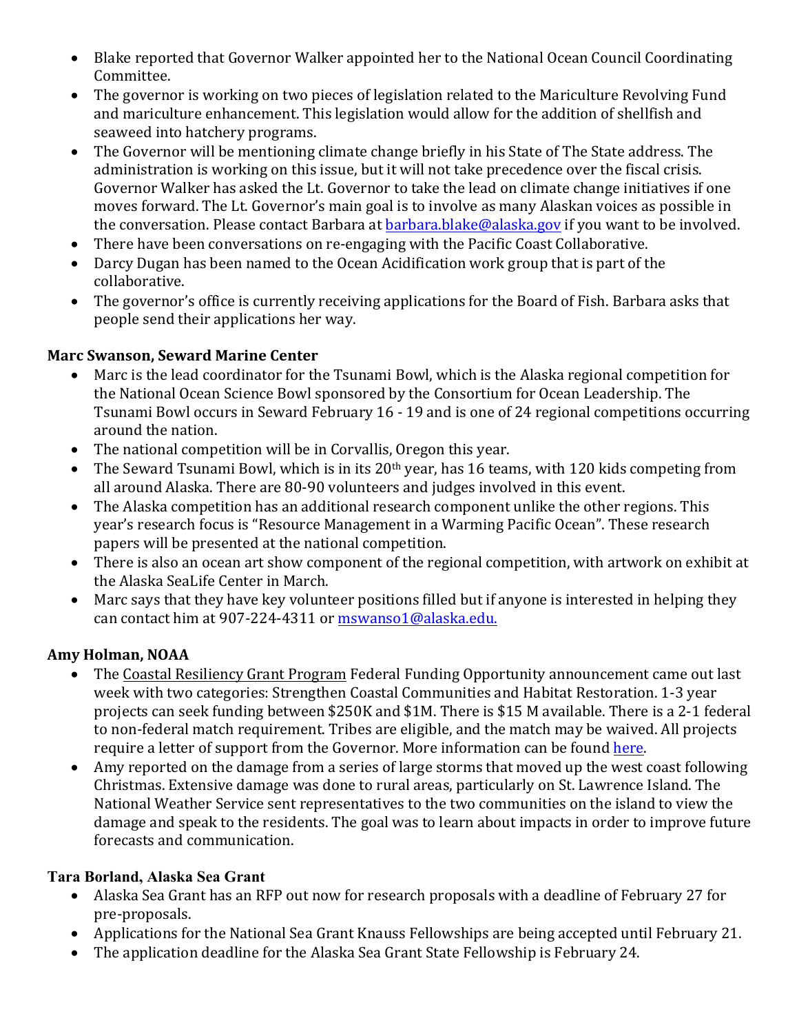- Blake reported that Governor Walker appointed her to the National Ocean Council Coordinating Committee.
- The governor is working on two pieces of legislation related to the Mariculture Revolving Fund and mariculture enhancement. This legislation would allow for the addition of shellfish and seaweed into hatchery programs.
- The Governor will be mentioning climate change briefly in his State of The State address. The administration is working on this issue, but it will not take precedence over the fiscal crisis. Governor Walker has asked the Lt. Governor to take the lead on climate change initiatives if one moves forward. The Lt. Governor's main goal is to involve as many Alaskan voices as possible in the conversation. Please contact Barbara at barbara.blake@alaska.gov if you want to be involved.
- There have been conversations on re-engaging with the Pacific Coast Collaborative.
- Darcy Dugan has been named to the Ocean Acidification work group that is part of the collaborative.
- The governor's office is currently receiving applications for the Board of Fish. Barbara asks that people send their applications her way.

**Marc Swanson, Seward Marine Center**

- Marc is the lead coordinator for the Tsunami Bowl, which is the Alaska regional competition for the National Ocean Science Bowl sponsored by the Consortium for Ocean Leadership. The Tsunami Bowl occurs in Seward February 16 - 19 and is one of 24 regional competitions occurring around the nation.
- The national competition will be in Corvallis, Oregon this year.
- The Seward Tsunami Bowl, which is in its 20th year, has 16 teams, with 120 kids competing from all around Alaska. There are 80-90 volunteers and judges involved in this event.
- The Alaska competition has an additional research component unlike the other regions. This year's research focus is "Resource Management in a Warming Pacific Ocean". These research papers will be presented at the national competition.
- There is also an ocean art show component of the regional competition, with artwork on exhibit at the Alaska SeaLife Center in March.
- Marc says that they have key volunteer positions filled but if anyone is interested in helping they can contact him at 907-224-4311 or mswanso1@alaska.edu.

**Amy Holman, NOAA**

- The Coastal Resiliency Grant Program Federal Funding Opportunity announcement came out last week with two categories: Strengthen Coastal Communities and Habitat Restoration. 1-3 year projects can seek funding between $250K and $1M. There is $15 M available. There is a 2-1 federal to non-federal match requirement. Tribes are eligible, and the match may be waived. All projects require a letter of support from the Governor. More information can be found here.
- Amy reported on the damage from a series of large storms that moved up the west coast following Christmas. Extensive damage was done to rural areas, particularly on St. Lawrence Island. The National Weather Service sent representatives to the two communities on the island to view the damage and speak to the residents. The goal was to learn about impacts in order to improve future forecasts and communication.

**Tara Borland, Alaska Sea Grant**

- Alaska Sea Grant has an RFP out now for research proposals with a deadline of February 27 for pre-proposals.
- Applications for the National Sea Grant Knauss Fellowships are being accepted until February 21.
- The application deadline for the Alaska Sea Grant State Fellowship is February 24.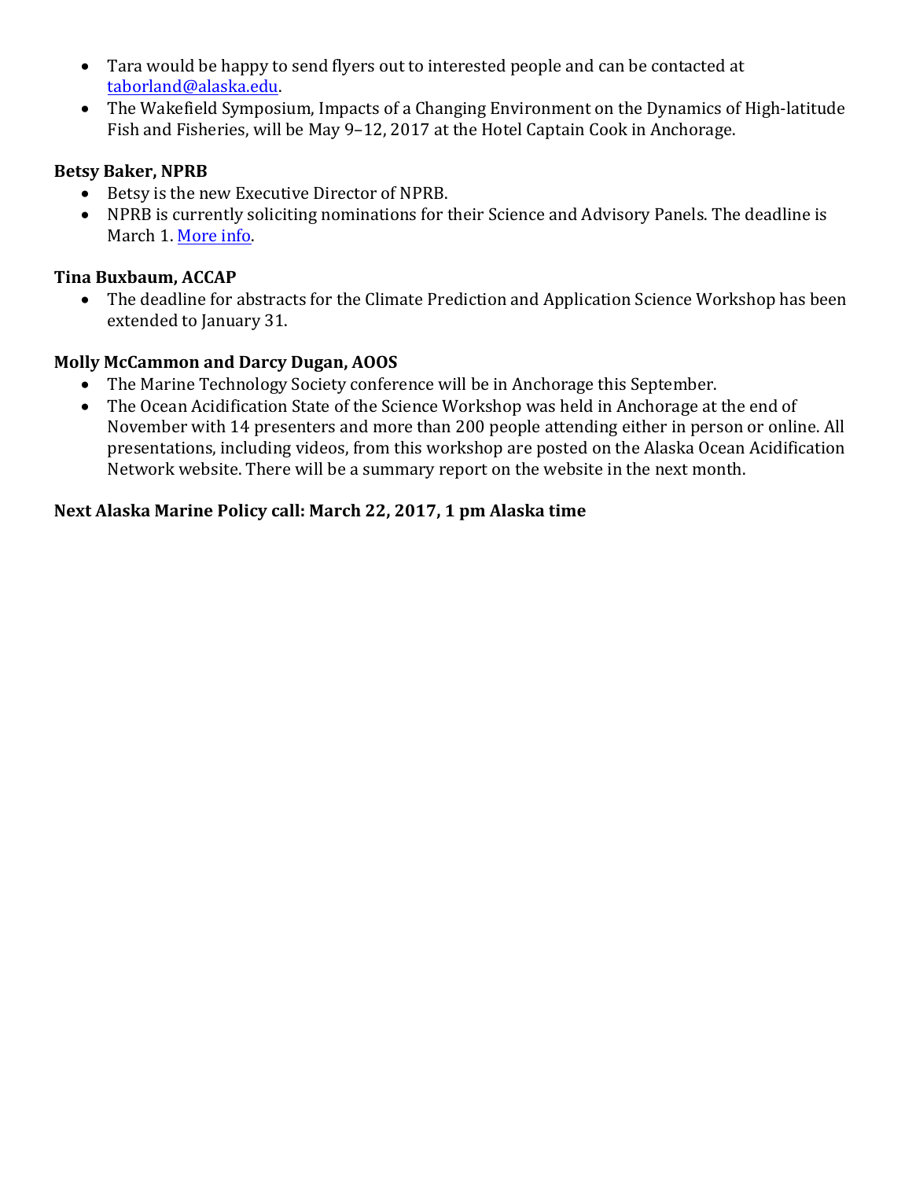- Tara would be happy to send flyers out to interested people and can be contacted at taborland@alaska.edu.
- The Wakefield Symposium, Impacts of a Changing Environment on the Dynamics of High-latitude Fish and Fisheries, will be May 9–12, 2017 at the Hotel Captain Cook in Anchorage.

**Betsy Baker, NPRB**

- Betsy is the new Executive Director of NPRB.
- NPRB is currently soliciting nominations for their Science and Advisory Panels. The deadline is March 1. More info.

**Tina Buxbaum, ACCAP**

- The deadline for abstracts for the Climate Prediction and Application Science Workshop has been extended to January 31.

**Molly McCammon and Darcy Dugan, AOOS**

- The Marine Technology Society conference will be in Anchorage this September.
- The Ocean Acidification State of the Science Workshop was held in Anchorage at the end of November with 14 presenters and more than 200 people attending either in person or online. All presentations, including videos, from this workshop are posted on the Alaska Ocean Acidification Network website. There will be a summary report on the website in the next month.

**Next Alaska Marine Policy call: March 22, 2017, 1 pm Alaska time**